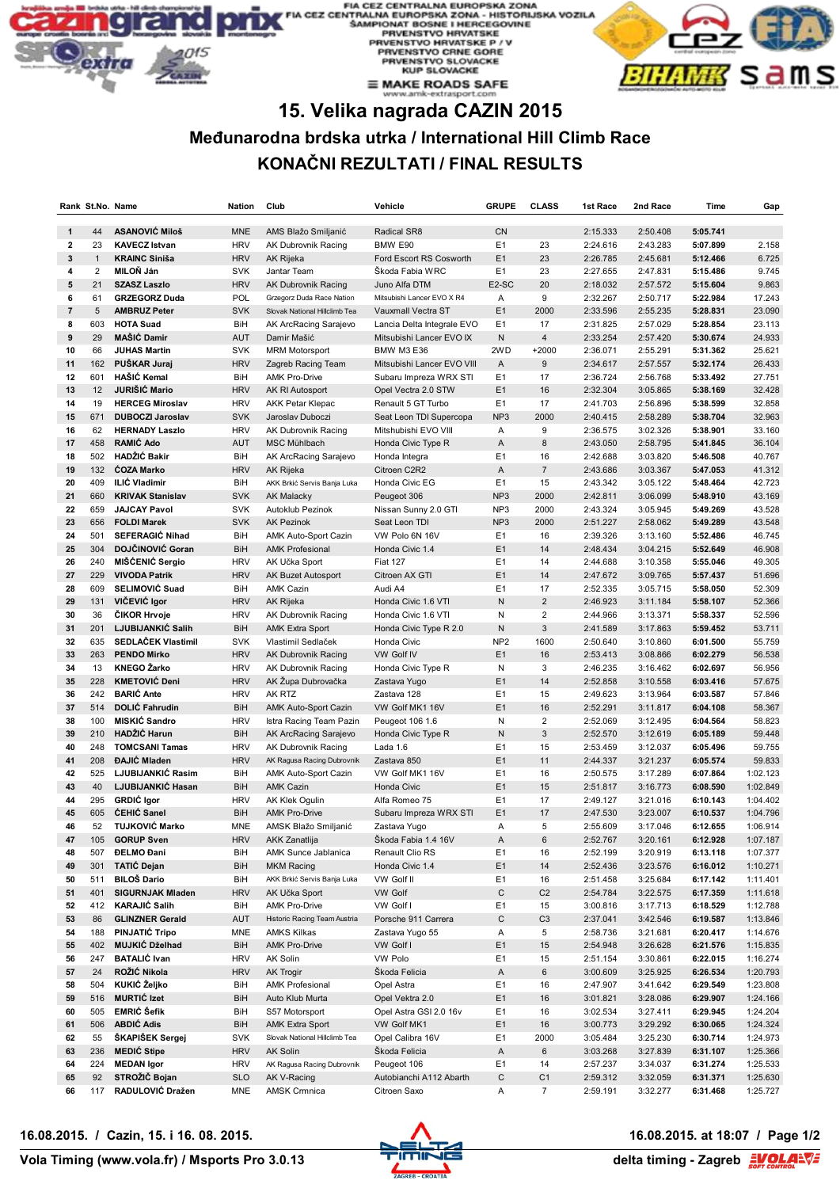FIA CEZ CENTRALNA EUROPSKA ZONA
FIA CEZ CENTRALNA EUROPSKA ZONA - HISTORIJSKA VOZILA
ŠAMPIONAT BOSNE I HERCEGOVINE
PRVENSTVO HRVATSKE
PRVENSTVO HRVATSKE P / V
PRVENSTVO CRNE GORE
PRVENSTVO SLOVACKE
KUP SLOVACKE
MAKE ROADS SAFE
www.amk-extrasport.com

# 15. Velika nagrada CAZIN 2015

## Međunarodna brdska utrka / International Hill Climb Race

## KONAČNI REZULTATI / FINAL RESULTS

| Rank | St.No. | Name | Nation | Club | Vehicle | GRUPE | CLASS | 1st Race | 2nd Race | Time | Gap |
|---|---|---|---|---|---|---|---|---|---|---|---|
| 1 | 44 | **ASANOVIĆ Miloš** | MNE | AMS Blažo Smiljanić | Radical SR8 | CN | | 2:15.333 | 2:50.408 | **5:05.741** | |
| 2 | 23 | **KAVECZ Istvan** | HRV | AK Dubrovnik Racing | BMW E90 | E1 | 23 | 2:24.616 | 2:43.283 | **5:07.899** | 2.158 |
| 3 | 1 | **KRAINC Siniša** | HRV | AK Rijeka | Ford Escort RS Cosworth | E1 | 23 | 2:26.785 | 2:45.681 | **5:12.466** | 6.725 |
| 4 | 2 | **MILOŇ Ján** | SVK | Jantar Team | Škoda Fabia WRC | E1 | 23 | 2:27.655 | 2:47.831 | **5:15.486** | 9.745 |
| 5 | 21 | **SZASZ Laszlo** | HRV | AK Dubrovnik Racing | Juno Alfa DTM | E2-SC | 20 | 2:18.032 | 2:57.572 | **5:15.604** | 9.863 |
| 6 | 61 | **GRZEGORZ Duda** | POL | Grzegorz Duda Race Nation | Mitsubishi Lancer EVO X R4 | A | 9 | 2:32.267 | 2:50.717 | **5:22.984** | 17.243 |
| 7 | 5 | **AMBRUZ Peter** | SVK | Slovak National Hillclimb Tea | Vauxmall Vectra ST | E1 | 2000 | 2:33.596 | 2:55.235 | **5:28.831** | 23.090 |
| 8 | 603 | **HOTA Suad** | BiH | AK ArcRacing Sarajevo | Lancia Delta Integrale EVO | E1 | 17 | 2:31.825 | 2:57.029 | **5:28.854** | 23.113 |
| 9 | 29 | **MAŠIĆ Damir** | AUT | Damir Mašić | Mitsubishi Lancer EVO IX | N | 4 | 2:33.254 | 2:57.420 | **5:30.674** | 24.933 |
| 10 | 66 | **JUHAS Martin** | SVK | MRM Motorsport | BMW M3 E36 | 2WD | +2000 | 2:36.071 | 2:55.291 | **5:31.362** | 25.621 |
| 11 | 162 | **PUŠKAR Juraj** | HRV | Zagreb Racing Team | Mitsubishi Lancer EVO VIII | A | 9 | 2:34.617 | 2:57.557 | **5:32.174** | 26.433 |
| 12 | 601 | **HAŠIĆ Kemal** | BiH | AMK Pro-Drive | Subaru Impreza WRX STI | E1 | 17 | 2:36.724 | 2:56.768 | **5:33.492** | 27.751 |
| 13 | 12 | **JURIŠIĆ Mario** | HRV | AK RI Autosport | Opel Vectra 2.0 STW | E1 | 16 | 2:32.304 | 3:05.865 | **5:38.169** | 32.428 |
| 14 | 19 | **HERCEG Miroslav** | HRV | AKK Petar Klepac | Renault 5 GT Turbo | E1 | 17 | 2:41.703 | 2:56.896 | **5:38.599** | 32.858 |
| 15 | 671 | **DUBOCZI Jaroslav** | SVK | Jaroslav Duboczi | Seat Leon TDI Supercopa | NP3 | 2000 | 2:40.415 | 2:58.289 | **5:38.704** | 32.963 |
| 16 | 62 | **HERNADY Laszlo** | HRV | AK Dubrovnik Racing | Mitshubishi EVO VIII | A | 9 | 2:36.575 | 3:02.326 | **5:38.901** | 33.160 |
| 17 | 458 | **RAMIĆ Ado** | AUT | MSC Mühlbach | Honda Civic Type R | A | 8 | 2:43.050 | 2:58.795 | **5:41.845** | 36.104 |
| 18 | 502 | **HADŽIĆ Bakir** | BiH | AK ArcRacing Sarajevo | Honda Integra | E1 | 16 | 2:42.688 | 3:03.820 | **5:46.508** | 40.767 |
| 19 | 132 | **ĆOZA Marko** | HRV | AK Rijeka | Citroen C2R2 | A | 7 | 2:43.686 | 3:03.367 | **5:47.053** | 41.312 |
| 20 | 409 | **ILIĆ Vladimir** | BiH | AKK Brkić Servis Banja Luka | Honda Civic EG | E1 | 15 | 2:43.342 | 3:05.122 | **5:48.464** | 42.723 |
| 21 | 660 | **KRIVAK Stanislav** | SVK | AK Malacky | Peugeot 306 | NP3 | 2000 | 2:42.811 | 3:06.099 | **5:48.910** | 43.169 |
| 22 | 659 | **JAJCAY Pavol** | SVK | Autoklub Pezinok | Nissan Sunny 2.0 GTI | NP3 | 2000 | 2:43.324 | 3:05.945 | **5:49.269** | 43.528 |
| 23 | 656 | **FOLDI Marek** | SVK | AK Pezinok | Seat Leon TDI | NP3 | 2000 | 2:51.227 | 2:58.062 | **5:49.289** | 43.548 |
| 24 | 501 | **SEFERAGIĆ Nihad** | BiH | AMK Auto-Sport Cazin | VW Polo 6N 16V | E1 | 16 | 2:39.326 | 3:13.160 | **5:52.486** | 46.745 |
| 25 | 304 | **DOJČINOVIĆ Goran** | BiH | AMK Profesional | Honda Civic 1.4 | E1 | 14 | 2:48.434 | 3:04.215 | **5:52.649** | 46.908 |
| 26 | 240 | **MIŠĆENIĆ Sergio** | HRV | AK Učka Sport | Fiat 127 | E1 | 14 | 2:44.688 | 3:10.358 | **5:55.046** | 49.305 |
| 27 | 229 | **VIVODA Patrik** | HRV | AK Buzet Autosport | Citroen AX GTI | E1 | 14 | 2:47.672 | 3:09.765 | **5:57.437** | 51.696 |
| 28 | 609 | **SELIMOVIĆ Suad** | BiH | AMK Cazin | Audi A4 | E1 | 17 | 2:52.335 | 3:05.715 | **5:58.050** | 52.309 |
| 29 | 131 | **VIČEVIĆ Igor** | HRV | AK Rijeka | Honda Civic 1.6 VTI | N | 2 | 2:46.923 | 3:11.184 | **5:58.107** | 52.366 |
| 30 | 36 | **ČIKOR Hrvoje** | HRV | AK Dubrovnik Racing | Honda Civic 1.6 VTI | N | 2 | 2:44.966 | 3:13.371 | **5:58.337** | 52.596 |
| 31 | 201 | **LJUBIJANKIĆ Salih** | BiH | AMK Extra Sport | Honda Civic Type R 2.0 | N | 3 | 2:41.589 | 3:17.863 | **5:59.452** | 53.711 |
| 32 | 635 | **SEDLAČEK Vlastimil** | SVK | Vlastimil Sedlaček | Honda Civic | NP2 | 1600 | 2:50.640 | 3:10.860 | **6:01.500** | 55.759 |
| 33 | 263 | **PENDO Mirko** | HRV | AK Dubrovnik Racing | VW Golf IV | E1 | 16 | 2:53.413 | 3:08.866 | **6:02.279** | 56.538 |
| 34 | 13 | **KNEGO Žarko** | HRV | AK Dubrovnik Racing | Honda Civic Type R | N | 3 | 2:46.235 | 3:16.462 | **6:02.697** | 56.956 |
| 35 | 228 | **KMETOVIĆ Deni** | HRV | AK Župa Dubrovačka | Zastava Yugo | E1 | 14 | 2:52.858 | 3:10.558 | **6:03.416** | 57.675 |
| 36 | 242 | **BARIĆ Ante** | HRV | AK RTZ | Zastava 128 | E1 | 15 | 2:49.623 | 3:13.964 | **6:03.587** | 57.846 |
| 37 | 514 | **DOLIĆ Fahrudin** | BiH | AMK Auto-Sport Cazin | VW Golf MK1 16V | E1 | 16 | 2:52.291 | 3:11.817 | **6:04.108** | 58.367 |
| 38 | 100 | **MISKIĆ Sandro** | HRV | Istra Racing Team Pazin | Peugeot 106 1.6 | N | 2 | 2:52.069 | 3:12.495 | **6:04.564** | 58.823 |
| 39 | 210 | **HADŽIĆ Harun** | BiH | AK ArcRacing Sarajevo | Honda Civic Type R | N | 3 | 2:52.570 | 3:12.619 | **6:05.189** | 59.448 |
| 40 | 248 | **TOMCSANI Tamas** | HRV | AK Dubrovnik Racing | Lada 1.6 | E1 | 15 | 2:53.459 | 3:12.037 | **6:05.496** | 59.755 |
| 41 | 208 | **ĐAJIĆ Mladen** | HRV | AK Ragusa Racing Dubrovnik | Zastava 850 | E1 | 11 | 2:44.337 | 3:21.237 | **6:05.574** | 59.833 |
| 42 | 525 | **LJUBIJANKIĆ Rasim** | BiH | AMK Auto-Sport Cazin | VW Golf MK1 16V | E1 | 16 | 2:50.575 | 3:17.289 | **6:07.864** | 1:02.123 |
| 43 | 40 | **LJUBIJANKIĆ Hasan** | BiH | AMK Cazin | Honda Civic | E1 | 15 | 2:51.817 | 3:16.773 | **6:08.590** | 1:02.849 |
| 44 | 295 | **GRDIĆ Igor** | HRV | AK Klek Ogulin | Alfa Romeo 75 | E1 | 17 | 2:49.127 | 3:21.016 | **6:10.143** | 1:04.402 |
| 45 | 605 | **ĆEHIĆ Sanel** | BiH | AMK Pro-Drive | Subaru Impreza WRX STI | E1 | 17 | 2:47.530 | 3:23.007 | **6:10.537** | 1:04.796 |
| 46 | 52 | **TUJKOVIĆ Marko** | MNE | AMSK Blažo Smiljanić | Zastava Yugo | A | 5 | 2:55.609 | 3:17.046 | **6:12.655** | 1:06.914 |
| 47 | 105 | **GORUP Sven** | HRV | AKK Zanatlija | Škoda Fabia 1.4 16V | A | 6 | 2:52.767 | 3:20.161 | **6:12.928** | 1:07.187 |
| 48 | 507 | **ĐELMO Đani** | BiH | AMK Sunce Jablanica | Renault Clio RS | E1 | 16 | 2:52.199 | 3:20.919 | **6:13.118** | 1:07.377 |
| 49 | 301 | **TATIĆ Dejan** | BiH | MKM Racing | Honda Civic 1.4 | E1 | 14 | 2:52.436 | 3:23.576 | **6:16.012** | 1:10.271 |
| 50 | 511 | **BILOŠ Dario** | BiH | AKK Brkić Servis Banja Luka | VW Golf II | E1 | 16 | 2:51.458 | 3:25.684 | **6:17.142** | 1:11.401 |
| 51 | 401 | **SIGURNJAK Mladen** | HRV | AK Učka Sport | VW Golf | C | C2 | 2:54.784 | 3:22.575 | **6:17.359** | 1:11.618 |
| 52 | 412 | **KARAJIĆ Salih** | BiH | AMK Pro-Drive | VW Golf I | E1 | 15 | 3:00.816 | 3:17.713 | **6:18.529** | 1:12.788 |
| 53 | 86 | **GLINZNER Gerald** | AUT | Historic Racing Team Austria | Porsche 911 Carrera | C | C3 | 2:37.041 | 3:42.546 | **6:19.587** | 1:13.846 |
| 54 | 188 | **PINJATIĆ Tripo** | MNE | AMKS Kilkas | Zastava Yugo 55 | A | 5 | 2:58.736 | 3:21.681 | **6:20.417** | 1:14.676 |
| 55 | 402 | **MUJKIĆ Dželhad** | BiH | AMK Pro-Drive | VW Golf I | E1 | 15 | 2:54.948 | 3:26.628 | **6:21.576** | 1:15.835 |
| 56 | 217 | **BATALIĆ Ivan** | HRV | AK Solin | VW Polo | E1 | 15 | 2:51.154 | 3:30.861 | **6:22.015** | 1:16.274 |
| 57 | 24 | **ROŽIĆ Nikola** | HRV | AK Trogir | Škoda Felicia | A | 6 | 3:00.609 | 3:25.925 | **6:26.534** | 1:20.793 |
| 58 | 504 | **KUKIĆ Željko** | BiH | AMK Profesional | Opel Astra | E1 | 16 | 2:47.907 | 3:41.642 | **6:29.549** | 1:23.808 |
| 59 | 516 | **MURTIĆ Izet** | BiH | Auto Klub Murta | Opel Vektra 2.0 | E1 | 16 | 3:01.821 | 3:28.086 | **6:29.907** | 1:24.166 |
| 60 | 505 | **EMRIĆ Šefik** | BiH | S57 Motorsport | Opel Astra GSI 2.0 16v | E1 | 16 | 3:02.534 | 3:27.411 | **6:29.945** | 1:24.204 |
| 61 | 506 | **ABDIĆ Adis** | BiH | AMK Extra Sport | VW Golf MK1 | E1 | 16 | 3:00.773 | 3:29.292 | **6:30.065** | 1:24.324 |
| 62 | 55 | **ŠKAPIŠEK Sergej** | SVK | Slovak National Hillclimb Tea | Opel Calibra 16V | E1 | 2000 | 3:05.484 | 3:25.230 | **6:30.714** | 1:24.973 |
| 63 | 236 | **MEDIĆ Stipe** | HRV | AK Solin | Škoda Felicia | A | 6 | 3:03.268 | 3:27.839 | **6:31.107** | 1:25.366 |
| 64 | 224 | **MEDAN Igor** | HRV | AK Ragusa Racing Dubrovnik | Peugeot 106 | E1 | 14 | 2:57.237 | 3:34.037 | **6:31.274** | 1:25.533 |
| 65 | 92 | **STROŽIĆ Bojan** | SLO | AK V-Racing | Autobianchi A112 Abarth | C | C1 | 2:59.312 | 3:32.059 | **6:31.371** | 1:25.630 |
| 66 | 117 | **RADULOVIĆ Dražen** | MNE | AMSK Crmnica | Citroen Saxo | A | 7 | 2:59.191 | 3:32.277 | **6:31.468** | 1:25.727 |

16.08.2015. / Cazin, 15. i 16. 08. 2015.

16.08.2015. at 18:07

Vola Timing (www.vola.fr) / Msports Pro 3.0.13

delta timing - Zagreb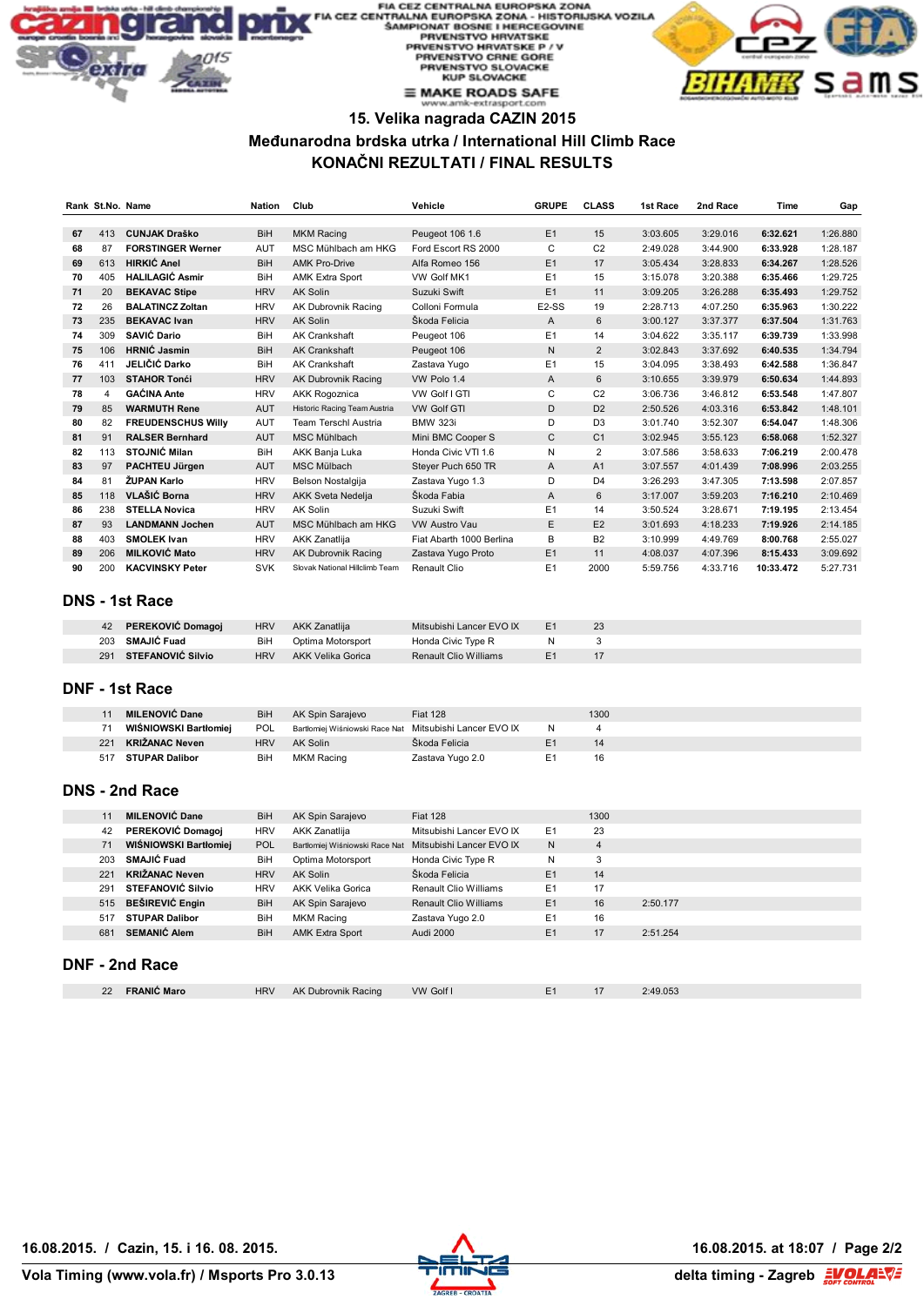# 15. Velika nagrada CAZIN 2015

## Međunarodna brdska utrka / International Hill Climb Race

## KONAČNI REZULTATI / FINAL RESULTS

| Rank | St.No. | Name | Nation | Club | Vehicle | GRUPE | CLASS | 1st Race | 2nd Race | Time | Gap |
|---|---|---|---|---|---|---|---|---|---|---|---|
| 67 | 413 | **CUNJAK Draško** | BiH | MKM Racing | Peugeot 106 1.6 | E1 | 15 | 3:03.605 | 3:29.016 | **6:32.621** | 1:26.880 |
| 68 | 87 | **FORSTINGER Werner** | AUT | MSC Mühlbach am HKG | Ford Escort RS 2000 | C | C2 | 2:49.028 | 3:44.900 | **6:33.928** | 1:28.187 |
| 69 | 613 | **HIRKIĆ Anel** | BiH | AMK Pro-Drive | Alfa Romeo 156 | E1 | 17 | 3:05.434 | 3:28.833 | **6:34.267** | 1:28.526 |
| 70 | 405 | **HALILAGIĆ Asmir** | BiH | AMK Extra Sport | VW Golf MK1 | E1 | 15 | 3:15.078 | 3:20.388 | **6:35.466** | 1:29.725 |
| 71 | 20 | **BEKAVAC Stipe** | HRV | AK Solin | Suzuki Swift | E1 | 11 | 3:09.205 | 3:26.288 | **6:35.493** | 1:29.752 |
| 72 | 26 | **BALATINCZ Zoltan** | HRV | AK Dubrovnik Racing | Colloni Formula | E2-SS | 19 | 2:28.713 | 4:07.250 | **6:35.963** | 1:30.222 |
| 73 | 235 | **BEKAVAC Ivan** | HRV | AK Solin | Škoda Felicia | A | 6 | 3:00.127 | 3:37.377 | **6:37.504** | 1:31.763 |
| 74 | 309 | **SAVIĆ Dario** | BiH | AK Crankshaft | Peugeot 106 | E1 | 14 | 3:04.622 | 3:35.117 | **6:39.739** | 1:33.998 |
| 75 | 106 | **HRNIĆ Jasmin** | BiH | AK Crankshaft | Peugeot 106 | N | 2 | 3:02.843 | 3:37.692 | **6:40.535** | 1:34.794 |
| 76 | 411 | **JELIČIĆ Darko** | BiH | AK Crankshaft | Zastava Yugo | E1 | 15 | 3:04.095 | 3:38.493 | **6:42.588** | 1:36.847 |
| 77 | 103 | **STAHOR Tonći** | HRV | AK Dubrovnik Racing | VW Polo 1.4 | A | 6 | 3:10.655 | 3:39.979 | **6:50.634** | 1:44.893 |
| 78 | 4 | **GAĆINA Ante** | HRV | AKK Rogoznica | VW Golf I GTI | C | C2 | 3:06.736 | 3:46.812 | **6:53.548** | 1:47.807 |
| 79 | 85 | **WARMUTH Rene** | AUT | Historic Racing Team Austria | VW Golf GTI | D | D2 | 2:50.526 | 4:03.316 | **6:53.842** | 1:48.101 |
| 80 | 82 | **FREUDENSCHUS Willy** | AUT | Team Terschl Austria | BMW 323i | D | D3 | 3:01.740 | 3:52.307 | **6:54.047** | 1:48.306 |
| 81 | 91 | **RALSER Bernhard** | AUT | MSC Mühlbach | Mini BMC Cooper S | C | C1 | 3:02.945 | 3:55.123 | **6:58.068** | 1:52.327 |
| 82 | 113 | **STOJNIĆ Milan** | BiH | AKK Banja Luka | Honda Civic VTI 1.6 | N | 2 | 3:07.586 | 3:58.633 | **7:06.219** | 2:00.478 |
| 83 | 97 | **PACHTEU Jürgen** | AUT | MSC Mülbach | Steyer Puch 650 TR | A | A1 | 3:07.557 | 4:01.439 | **7:08.996** | 2:03.255 |
| 84 | 81 | **ŽUPAN Karlo** | HRV | Belson Nostalgija | Zastava Yugo 1.3 | D | D4 | 3:26.293 | 3:47.305 | **7:13.598** | 2:07.857 |
| 85 | 118 | **VLAŠIĆ Borna** | HRV | AKK Sveta Nedelja | Škoda Fabia | A | 6 | 3:17.007 | 3:59.203 | **7:16.210** | 2:10.469 |
| 86 | 238 | **STELLA Novica** | HRV | AK Solin | Suzuki Swift | E1 | 14 | 3:50.524 | 3:28.671 | **7:19.195** | 2:13.454 |
| 87 | 93 | **LANDMANN Jochen** | AUT | MSC Mühlbach am HKG | VW Austro Vau | E | E2 | 3:01.693 | 4:18.233 | **7:19.926** | 2:14.185 |
| 88 | 403 | **SMOLEK Ivan** | HRV | AKK Zanatlija | Fiat Abarth 1000 Berlina | B | B2 | 3:10.999 | 4:49.769 | **8:00.768** | 2:55.027 |
| 89 | 206 | **MILKOVIĆ Mato** | HRV | AK Dubrovnik Racing | Zastava Yugo Proto | E1 | 11 | 4:08.037 | 4:07.396 | **8:15.433** | 3:09.692 |
| 90 | 200 | **KACVINSKY Peter** | SVK | Slovak National Hillclimb Team | Renault Clio | E1 | 2000 | 5:59.756 | 4:33.716 | **10:33.472** | 5:27.731 |

## DNS - 1st Race

| Rank | St.No. | Name | Nation | Club | Vehicle | GRUPE | CLASS | 1st Race | 2nd Race | Time | Gap |
|---|---|---|---|---|---|---|---|---|---|---|---|
| | 42 | **PEREKOVIĆ Domagoj** | HRV | AKK Zanatlija | Mitsubishi Lancer EVO IX | E1 | 23 | | | | |
| | 203 | **SMAJIĆ Fuad** | BiH | Optima Motorsport | Honda Civic Type R | N | 3 | | | | |
| | 291 | **STEFANOVIĆ Silvio** | HRV | AKK Velika Gorica | Renault Clio Williams | E1 | 17 | | | | |

## DNF - 1st Race

| Rank | St.No. | Name | Nation | Club | Vehicle | GRUPE | CLASS | 1st Race | 2nd Race | Time | Gap |
|---|---|---|---|---|---|---|---|---|---|---|---|
| | 11 | **MILENOVIĆ Dane** | BiH | AK Spin Sarajevo | Fiat 128 | | 1300 | | | | |
| | 71 | **WIŚNIOWSKI Bartłomiej** | POL | Bartłomiej Wiśniowski Race Nat | Mitsubishi Lancer EVO IX | N | 4 | | | | |
| | 221 | **KRIŽANAC Neven** | HRV | AK Solin | Škoda Felicia | E1 | 14 | | | | |
| | 517 | **STUPAR Dalibor** | BiH | MKM Racing | Zastava Yugo 2.0 | E1 | 16 | | | | |

## DNS - 2nd Race

| Rank | St.No. | Name | Nation | Club | Vehicle | GRUPE | CLASS | 1st Race | 2nd Race | Time | Gap |
|---|---|---|---|---|---|---|---|---|---|---|---|
| | 11 | **MILENOVIĆ Dane** | BiH | AK Spin Sarajevo | Fiat 128 | | 1300 | | | | |
| | 42 | **PEREKOVIĆ Domagoj** | HRV | AKK Zanatlija | Mitsubishi Lancer EVO IX | E1 | 23 | | | | |
| | 71 | **WIŚNIOWSKI Bartłomiej** | POL | Bartłomiej Wiśniowski Race Nat | Mitsubishi Lancer EVO IX | N | 4 | | | | |
| | 203 | **SMAJIĆ Fuad** | BiH | Optima Motorsport | Honda Civic Type R | N | 3 | | | | |
| | 221 | **KRIŽANAC Neven** | HRV | AK Solin | Škoda Felicia | E1 | 14 | | | | |
| | 291 | **STEFANOVIĆ Silvio** | HRV | AKK Velika Gorica | Renault Clio Williams | E1 | 17 | | | | |
| | 515 | **BEŠIREVIĆ Engin** | BiH | AK Spin Sarajevo | Renault Clio Williams | E1 | 16 | 2:50.177 | | | |
| | 517 | **STUPAR Dalibor** | BiH | MKM Racing | Zastava Yugo 2.0 | E1 | 16 | | | | |
| | 681 | **SEMANIĆ Alem** | BiH | AMK Extra Sport | Audi 2000 | E1 | 17 | 2:51.254 | | | |

## DNF - 2nd Race

| Rank | St.No. | Name | Nation | Club | Vehicle | GRUPE | CLASS | 1st Race | 2nd Race | Time | Gap |
|---|---|---|---|---|---|---|---|---|---|---|---|
| | 22 | **FRANIĆ Maro** | HRV | AK Dubrovnik Racing | VW Golf I | E1 | 17 | 2:49.053 | | | |

16.08.2015. / Cazin, 15. i 16. 08. 2015.

Vola Timing (www.vola.fr) / Msports Pro 3.0.13

16.08.2015. at 18:07

delta timing - Zagreb